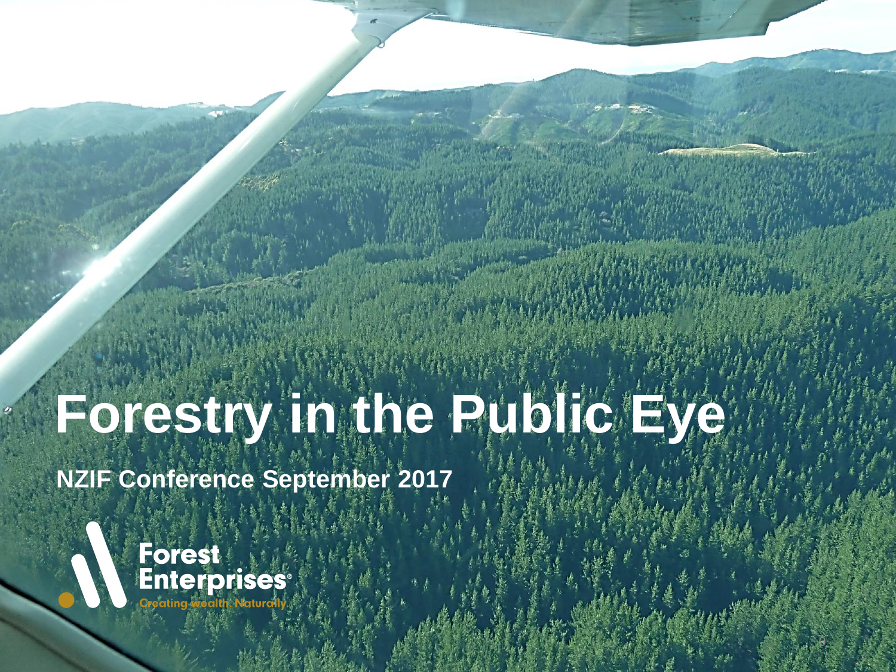# Forestry in the Public Eye

**NZIF Conference September 2017**

Forest Enterprises®

Creating wealth. Naturally.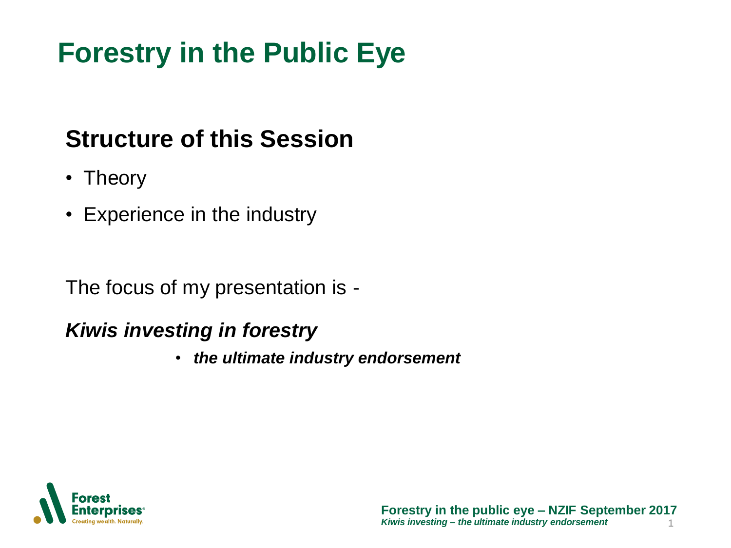# Forestry in the Public Eye

## Structure of this Session

- Theory
- Experience in the industry

The focus of my presentation is -

***Kiwis investing in forestry***

- ***the ultimate industry endorsement***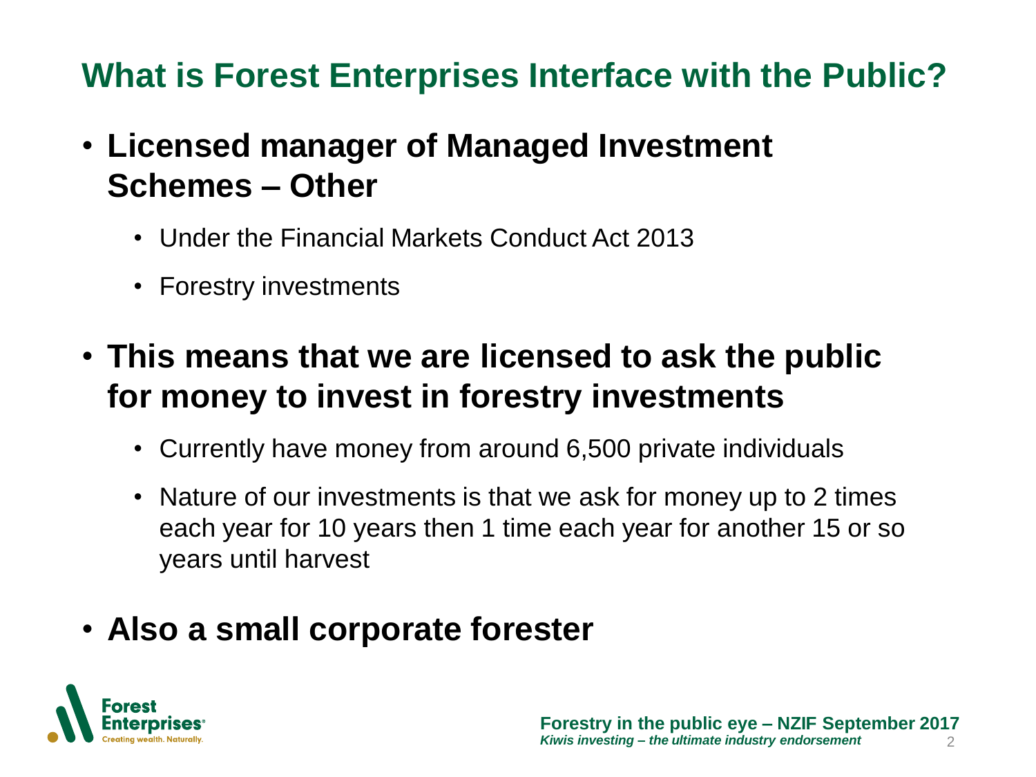# What is Forest Enterprises Interface with the Public?

- **Licensed manager of Managed Investment Schemes – Other**
  - Under the Financial Markets Conduct Act 2013
  - Forestry investments
- **This means that we are licensed to ask the public for money to invest in forestry investments**
  - Currently have money from around 6,500 private individuals
  - Nature of our investments is that we ask for money up to 2 times each year for 10 years then 1 time each year for another 15 or so years until harvest
- **Also a small corporate forester**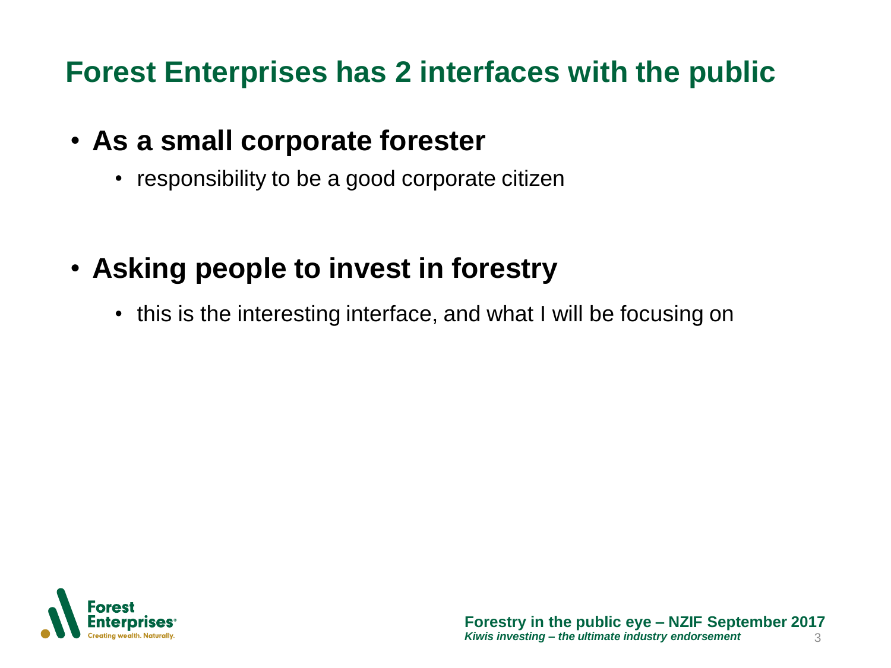## Forest Enterprises has 2 interfaces with the public

- **As a small corporate forester**
  - responsibility to be a good corporate citizen
- **Asking people to invest in forestry**
  - this is the interesting interface, and what I will be focusing on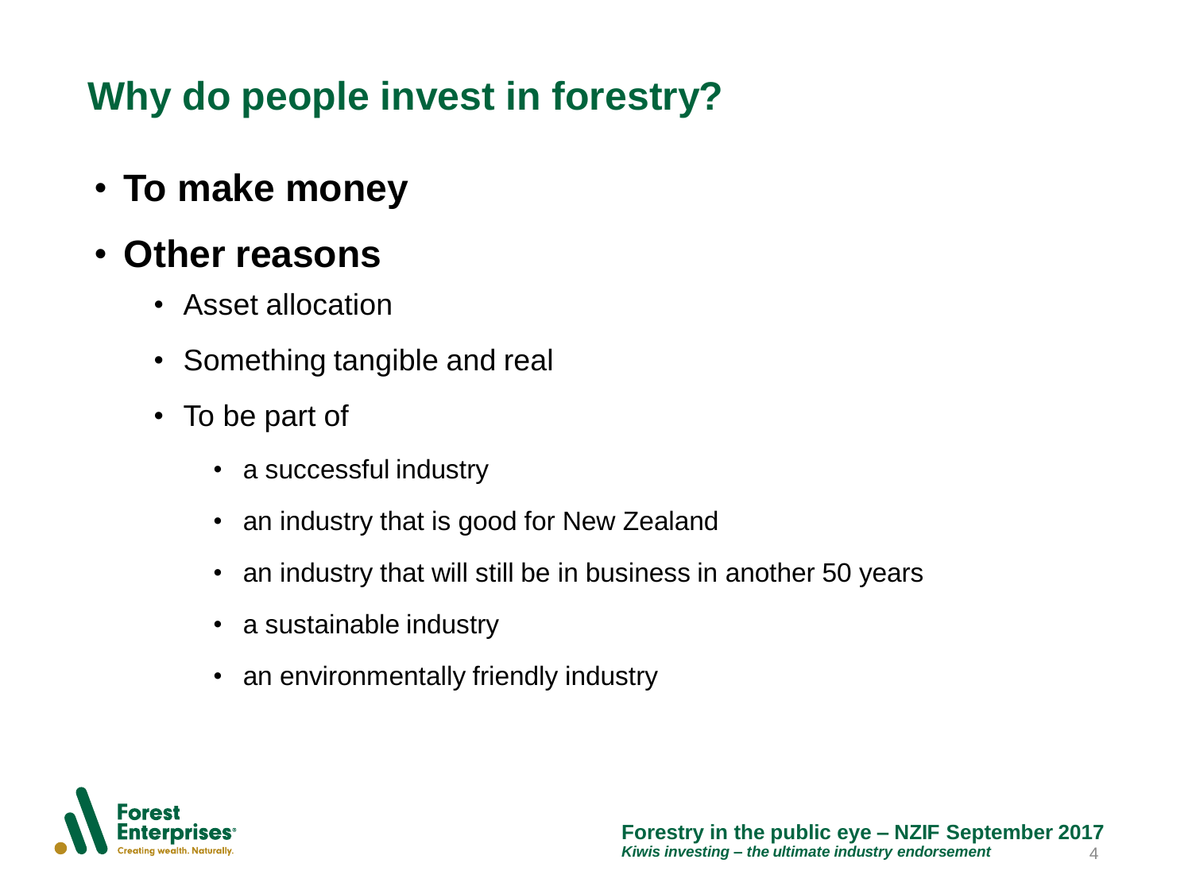# Why do people invest in forestry?

- **To make money**
- **Other reasons**
  - Asset allocation
  - Something tangible and real
  - To be part of
    - a successful industry
    - an industry that is good for New Zealand
    - an industry that will still be in business in another 50 years
    - a sustainable industry
    - an environmentally friendly industry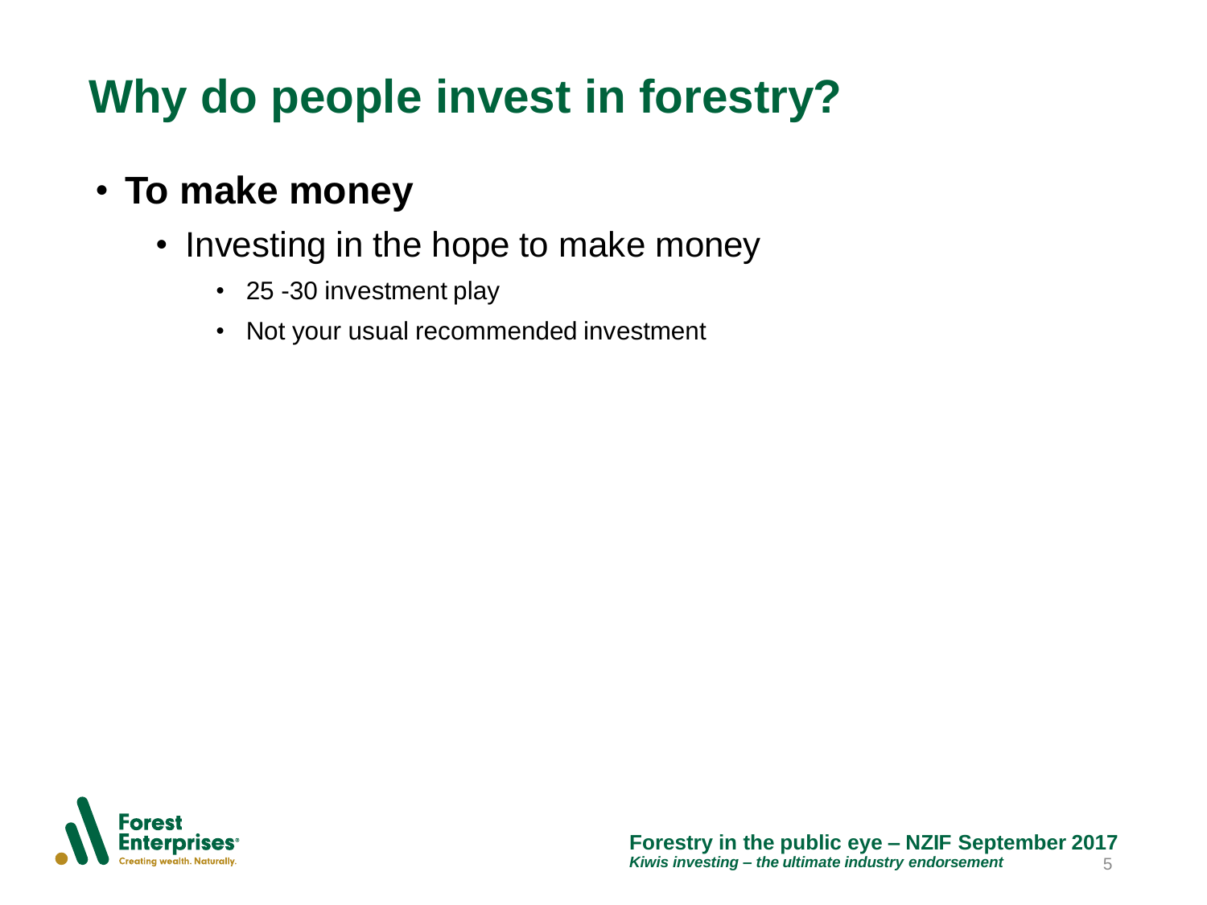# Why do people invest in forestry?

- **To make money**
  - Investing in the hope to make money
    - 25 -30 investment play
    - Not your usual recommended investment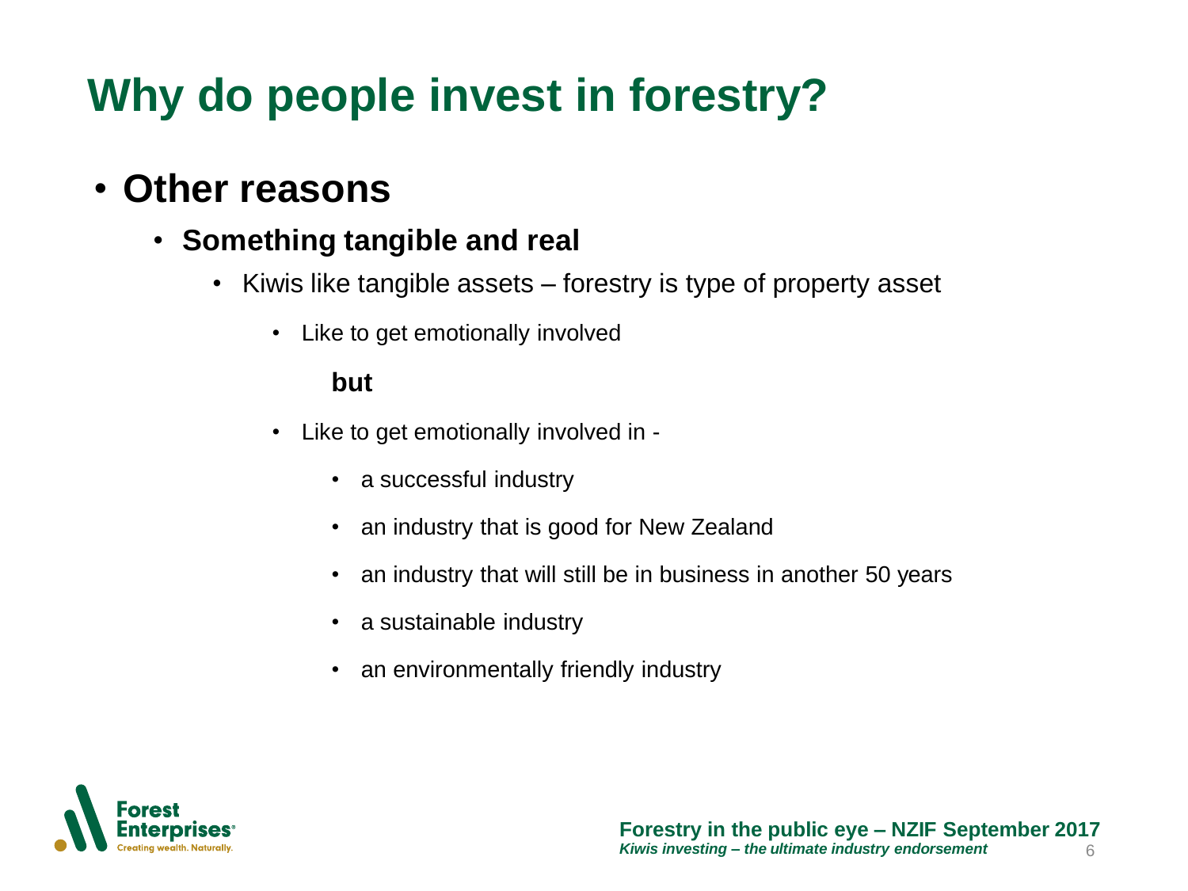# Why do people invest in forestry?

- **Other reasons**
  - **Something tangible and real**
    - Kiwis like tangible assets – forestry is type of property asset
      - Like to get emotionally involved

        **but**

      - Like to get emotionally involved in -
        - a successful industry
        - an industry that is good for New Zealand
        - an industry that will still be in business in another 50 years
        - a sustainable industry
        - an environmentally friendly industry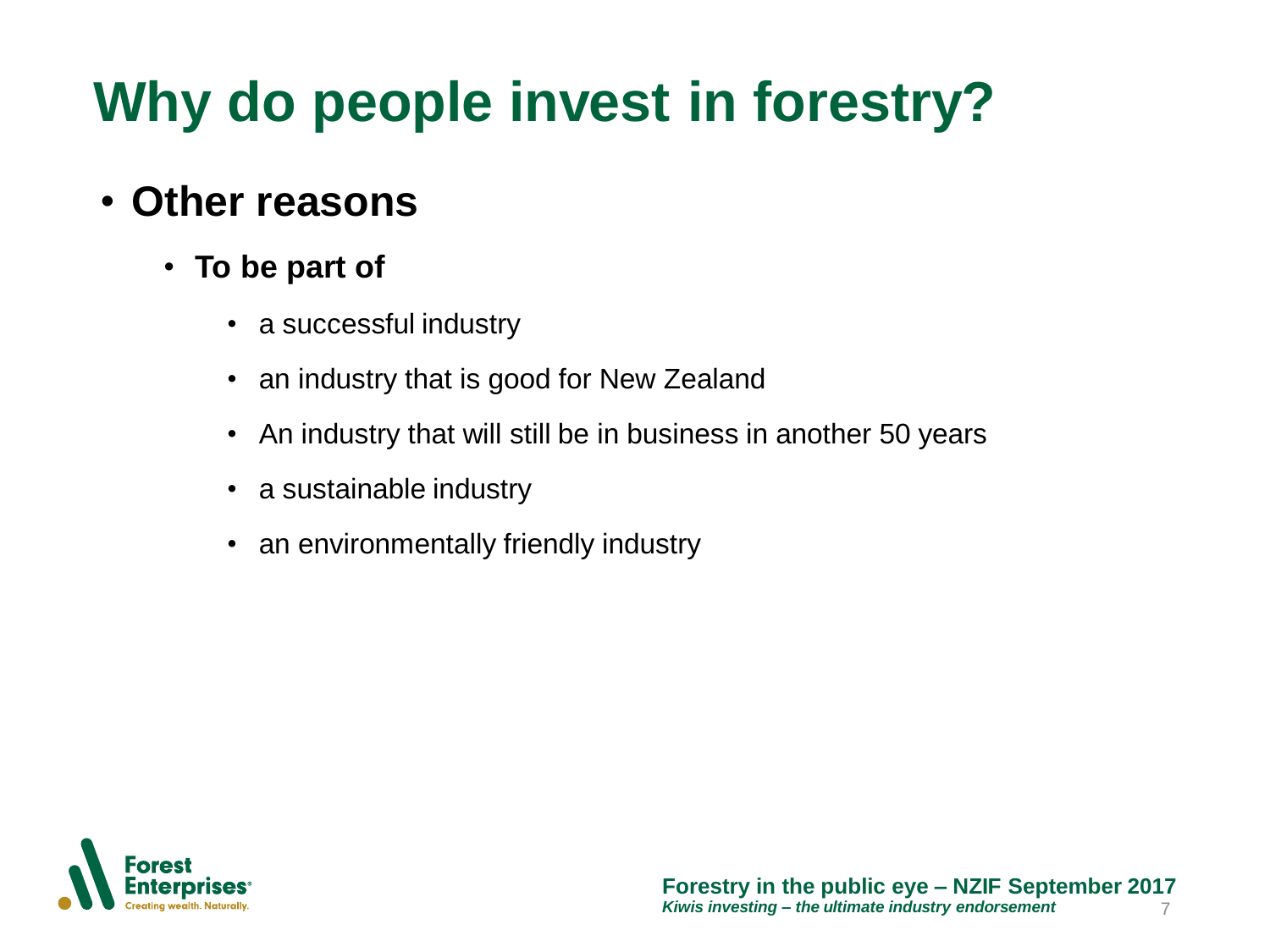# Why do people invest in forestry?

- **Other reasons**
  - **To be part of**
    - a successful industry
    - an industry that is good for New Zealand
    - An industry that will still be in business in another 50 years
    - a sustainable industry
    - an environmentally friendly industry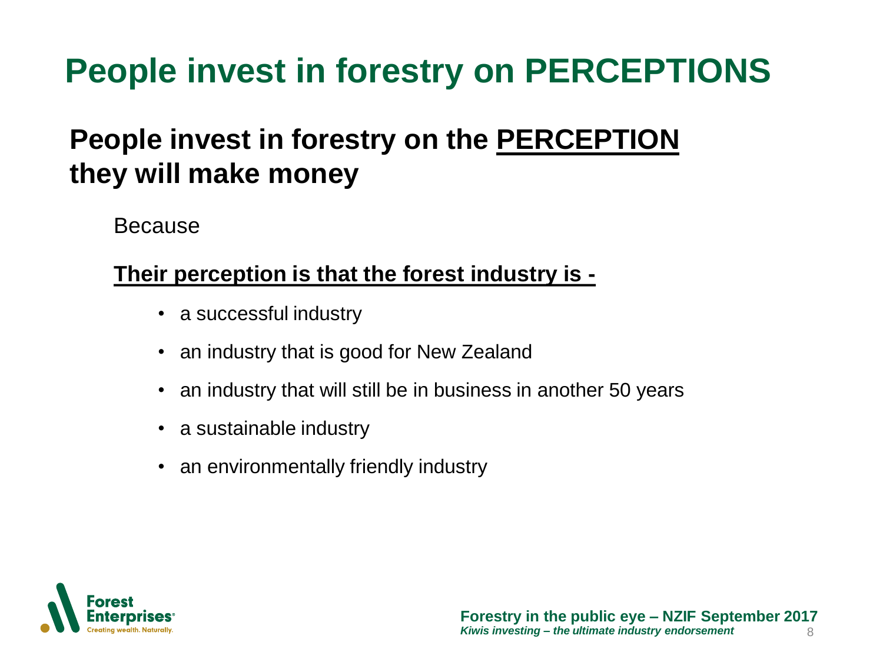# People invest in forestry on PERCEPTIONS

## People invest in forestry on the PERCEPTION they will make money

Because

**Their perception is that the forest industry is -**

- a successful industry
- an industry that is good for New Zealand
- an industry that will still be in business in another 50 years
- a sustainable industry
- an environmentally friendly industry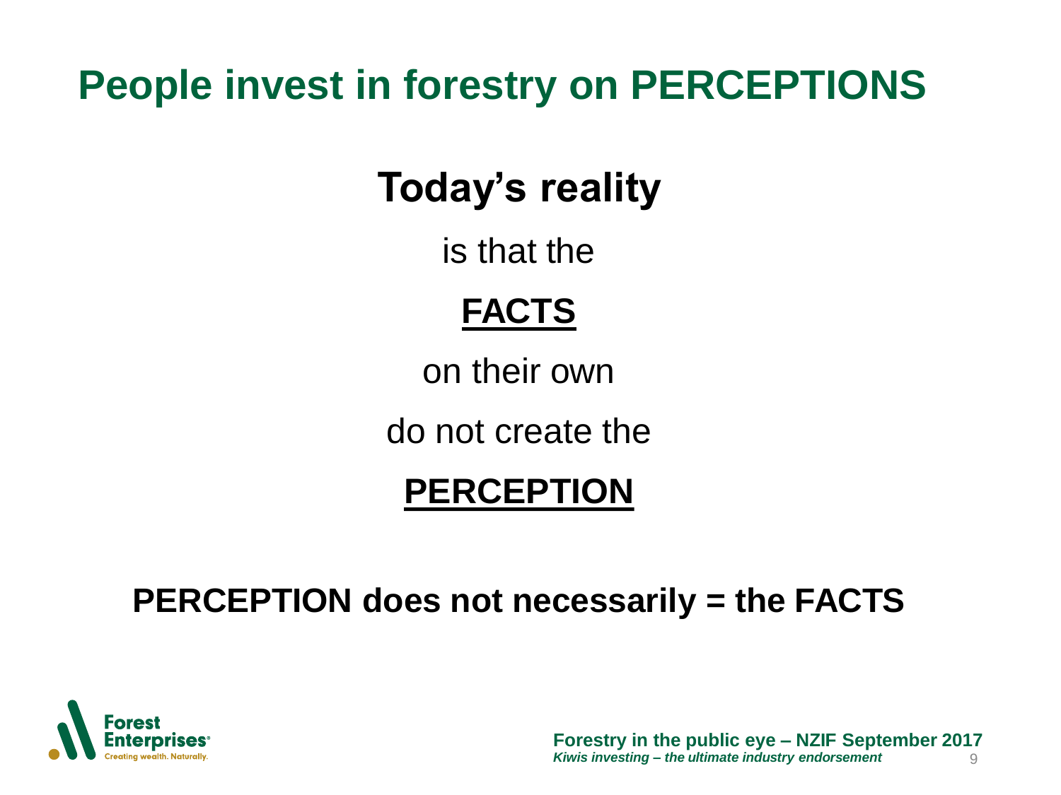# People invest in forestry on PERCEPTIONS

**Today's reality**

is that the

**FACTS**

on their own

do not create the

**PERCEPTION**

**PERCEPTION does not necessarily = the FACTS**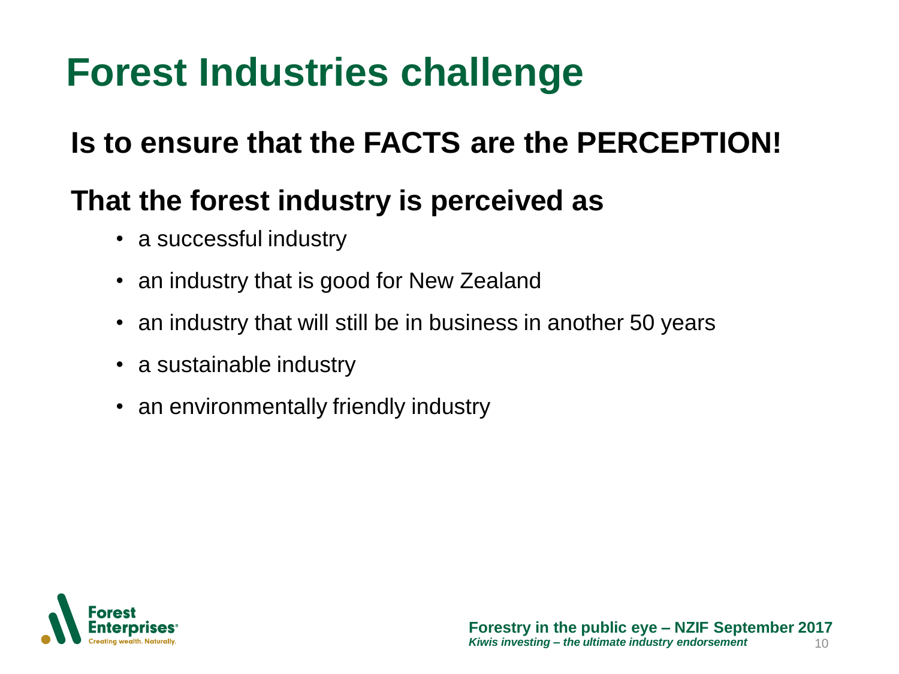# Forest Industries challenge

## Is to ensure that the FACTS are the PERCEPTION!

## That the forest industry is perceived as

- a successful industry
- an industry that is good for New Zealand
- an industry that will still be in business in another 50 years
- a sustainable industry
- an environmentally friendly industry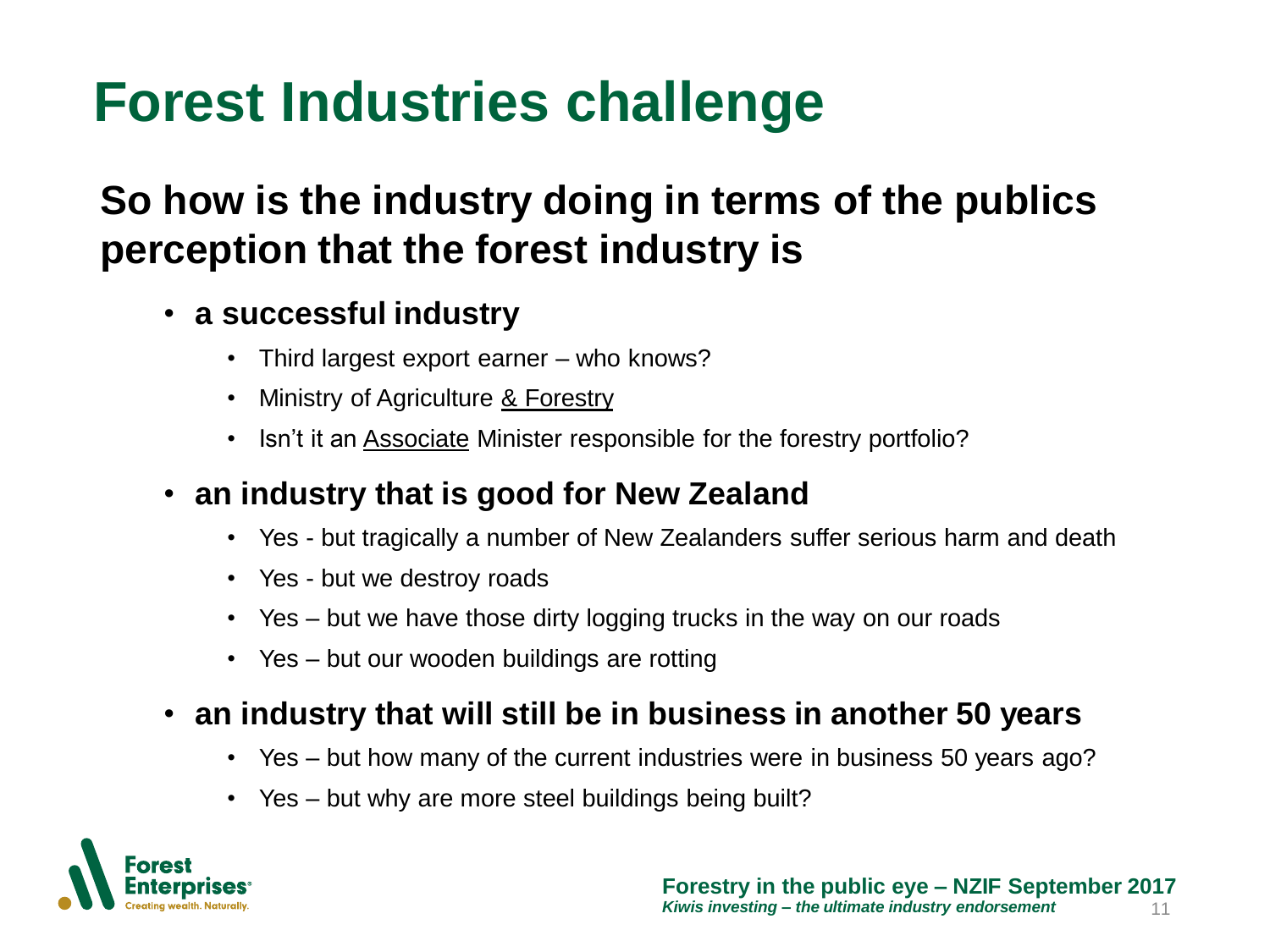# Forest Industries challenge

## So how is the industry doing in terms of the publics perception that the forest industry is

- **a successful industry**
  - Third largest export earner – who knows?
  - Ministry of Agriculture <u>& Forestry</u>
  - Isn't it an <u>Associate</u> Minister responsible for the forestry portfolio?
- **an industry that is good for New Zealand**
  - Yes - but tragically a number of New Zealanders suffer serious harm and death
  - Yes - but we destroy roads
  - Yes – but we have those dirty logging trucks in the way on our roads
  - Yes – but our wooden buildings are rotting
- **an industry that will still be in business in another 50 years**
  - Yes – but how many of the current industries were in business 50 years ago?
  - Yes – but why are more steel buildings being built?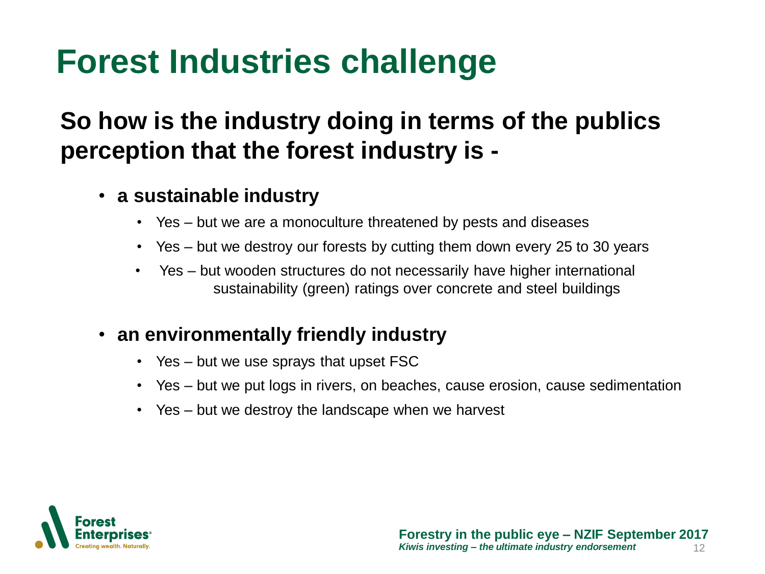# Forest Industries challenge

## So how is the industry doing in terms of the publics perception that the forest industry is -

- **a sustainable industry**
  - Yes – but we are a monoculture threatened by pests and diseases
  - Yes – but we destroy our forests by cutting them down every 25 to 30 years
  - Yes – but wooden structures do not necessarily have higher international sustainability (green) ratings over concrete and steel buildings
- **an environmentally friendly industry**
  - Yes – but we use sprays that upset FSC
  - Yes – but we put logs in rivers, on beaches, cause erosion, cause sedimentation
  - Yes – but we destroy the landscape when we harvest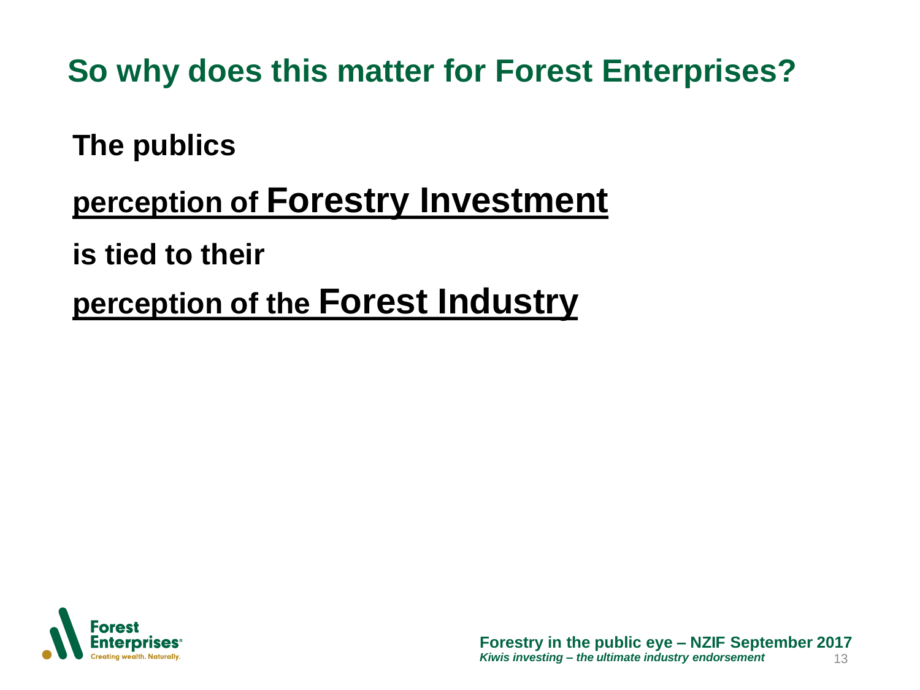# So why does this matter for Forest Enterprises?

**The publics**

**perception of Forestry Investment**

**is tied to their**

**perception of the Forest Industry**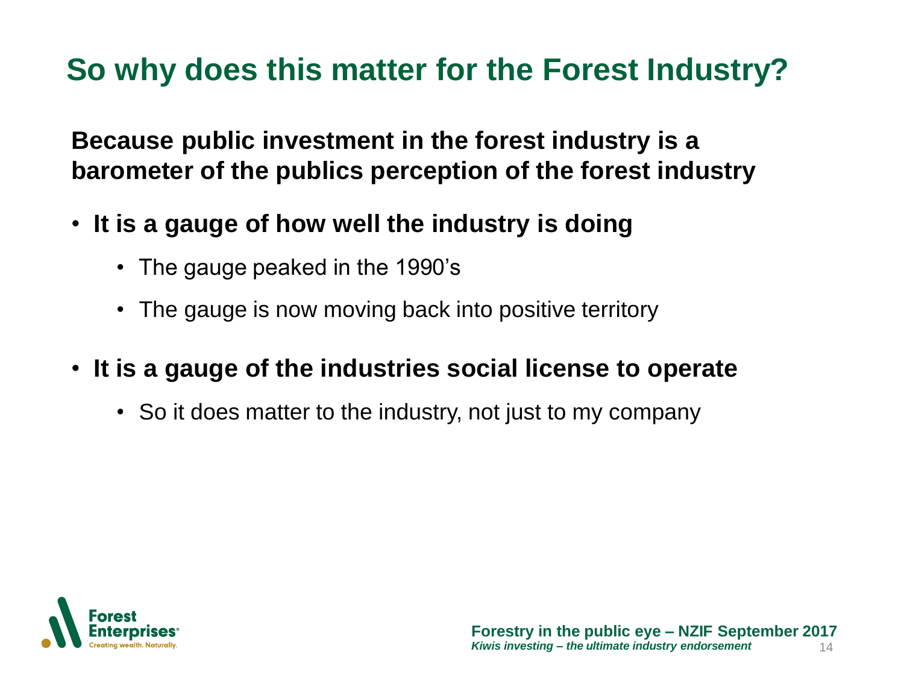# So why does this matter for the Forest Industry?

**Because public investment in the forest industry is a barometer of the publics perception of the forest industry**

- **It is a gauge of how well the industry is doing**
  - The gauge peaked in the 1990's
  - The gauge is now moving back into positive territory
- **It is a gauge of the industries social license to operate**
  - So it does matter to the industry, not just to my company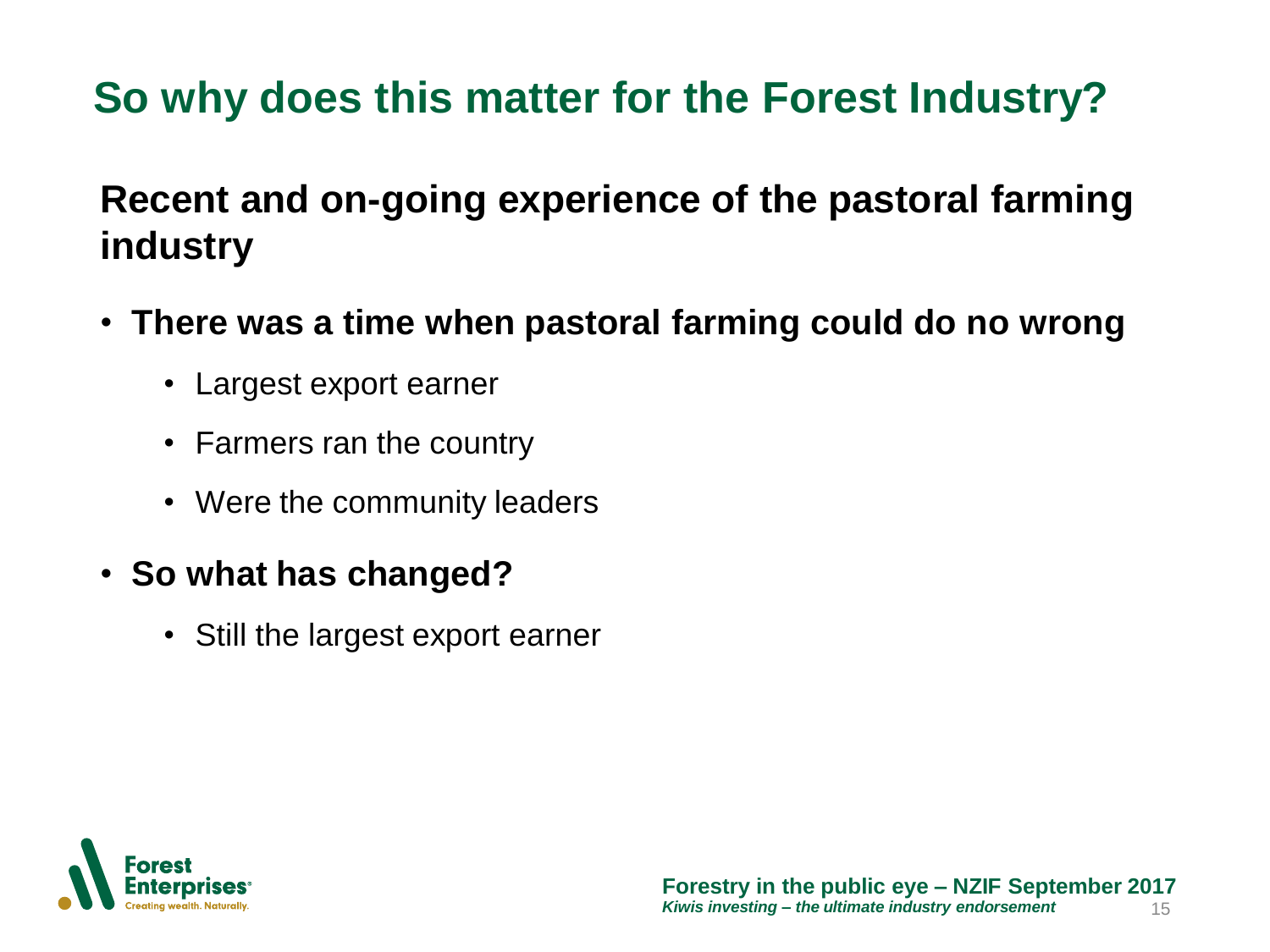# So why does this matter for the Forest Industry?

## Recent and on-going experience of the pastoral farming industry

- **There was a time when pastoral farming could do no wrong**
  - Largest export earner
  - Farmers ran the country
  - Were the community leaders
- **So what has changed?**
  - Still the largest export earner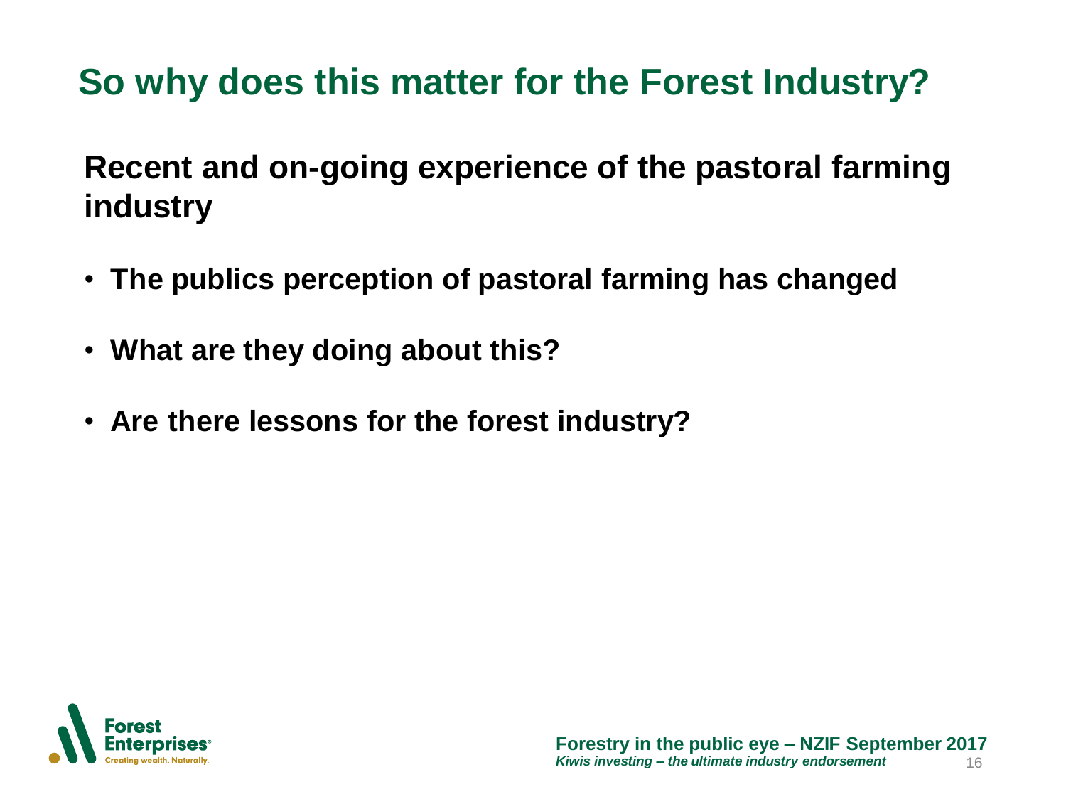# So why does this matter for the Forest Industry?

## Recent and on-going experience of the pastoral farming industry

- **The publics perception of pastoral farming has changed**
- **What are they doing about this?**
- **Are there lessons for the forest industry?**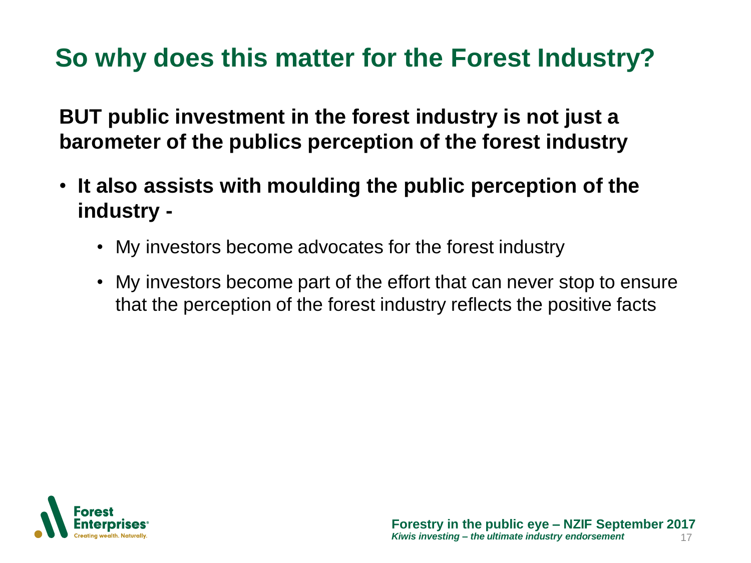# So why does this matter for the Forest Industry?

**BUT public investment in the forest industry is not just a barometer of the publics perception of the forest industry**

- **It also assists with moulding the public perception of the industry -**
  - My investors become advocates for the forest industry
  - My investors become part of the effort that can never stop to ensure that the perception of the forest industry reflects the positive facts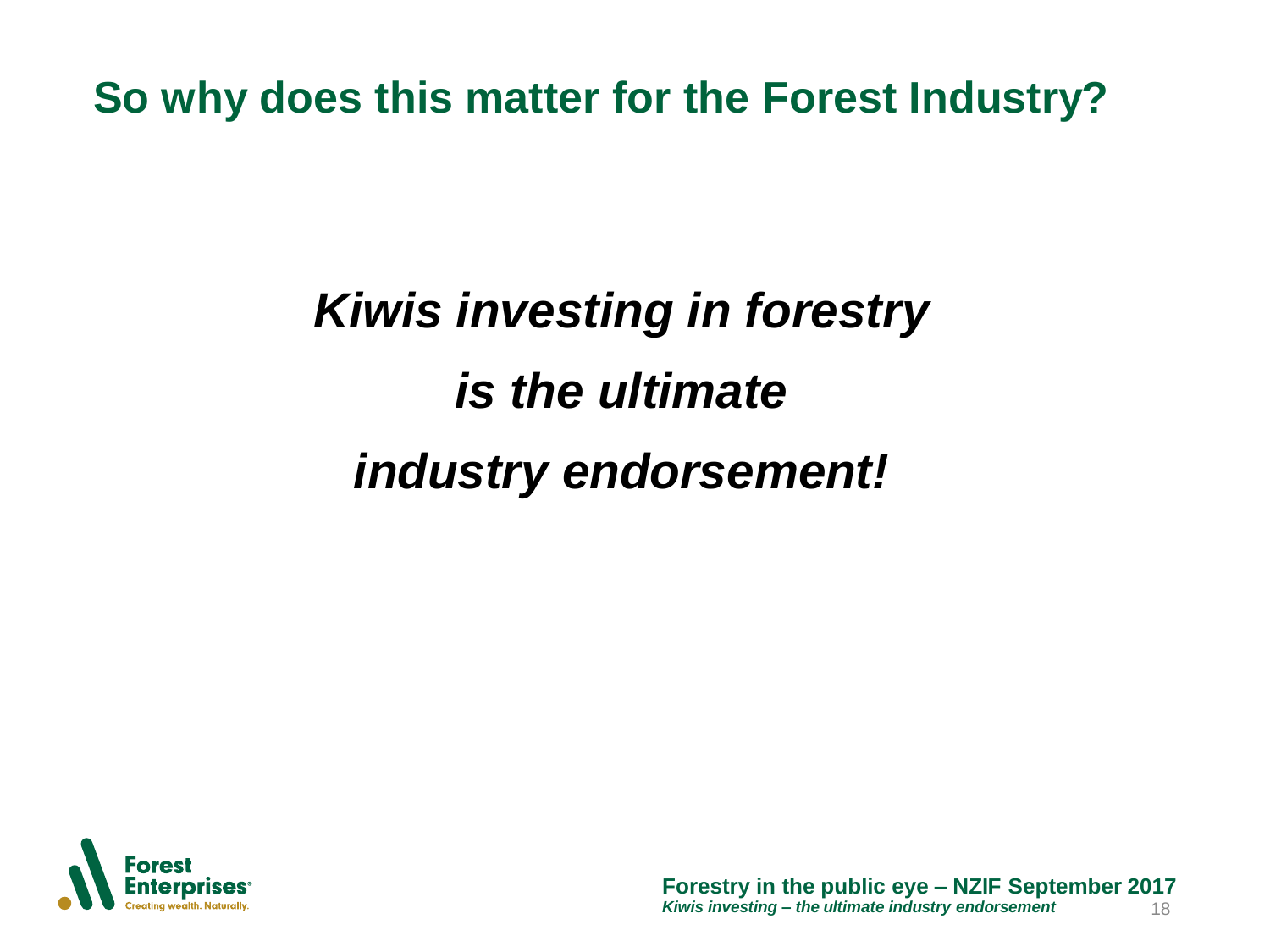## So why does this matter for the Forest Industry?

***Kiwis investing in forestry***

***is the ultimate***

***industry endorsement!***